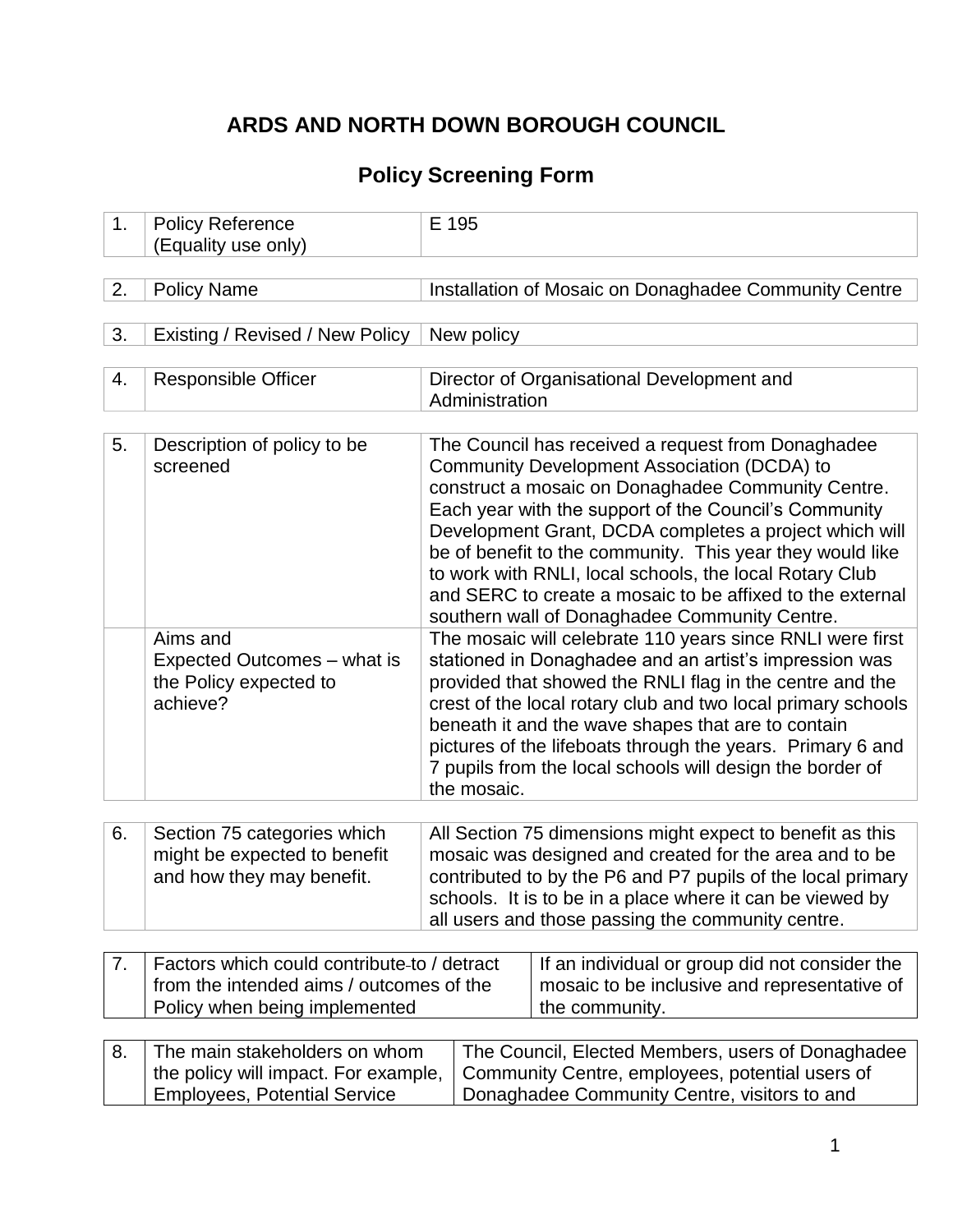# ARDS AND NORTH DOWN BOROUGH COUNCIL

## Policy Screening Form

| 1. | Policy Reference (Equality use only) | E 195 |
|---|---|---|

| 2. | Policy Name | Installation of Mosaic on Donaghadee Community Centre |
|---|---|---|

| 3. | Existing / Revised / New Policy | New policy |
|---|---|---|

| 4. | Responsible Officer | Director of Organisational Development and Administration |
|---|---|---|

| 5. | Description of policy to be screened | The Council has received a request from Donaghadee Community Development Association (DCDA) to construct a mosaic on Donaghadee Community Centre. Each year with the support of the Council's Community Development Grant, DCDA completes a project which will be of benefit to the community. This year they would like to work with RNLI, local schools, the local Rotary Club and SERC to create a mosaic to be affixed to the external southern wall of Donaghadee Community Centre. |
|---|---|---|
| | Aims and Expected Outcomes – what is the Policy expected to achieve? | The mosaic will celebrate 110 years since RNLI were first stationed in Donaghadee and an artist's impression was provided that showed the RNLI flag in the centre and the crest of the local rotary club and two local primary schools beneath it and the wave shapes that are to contain pictures of the lifeboats through the years. Primary 6 and 7 pupils from the local schools will design the border of the mosaic. |

| 6. | Section 75 categories which might be expected to benefit and how they may benefit. | All Section 75 dimensions might expect to benefit as this mosaic was designed and created for the area and to be contributed to by the P6 and P7 pupils of the local primary schools. It is to be in a place where it can be viewed by all users and those passing the community centre. |
|---|---|---|

| 7. | Factors which could contribute to / detract from the intended aims / outcomes of the Policy when being implemented | If an individual or group did not consider the mosaic to be inclusive and representative of the community. |
|---|---|---|

| 8. | The main stakeholders on whom the policy will impact. For example, Employees, Potential Service | The Council, Elected Members, users of Donaghadee Community Centre, employees, potential users of Donaghadee Community Centre, visitors to and |
|---|---|---|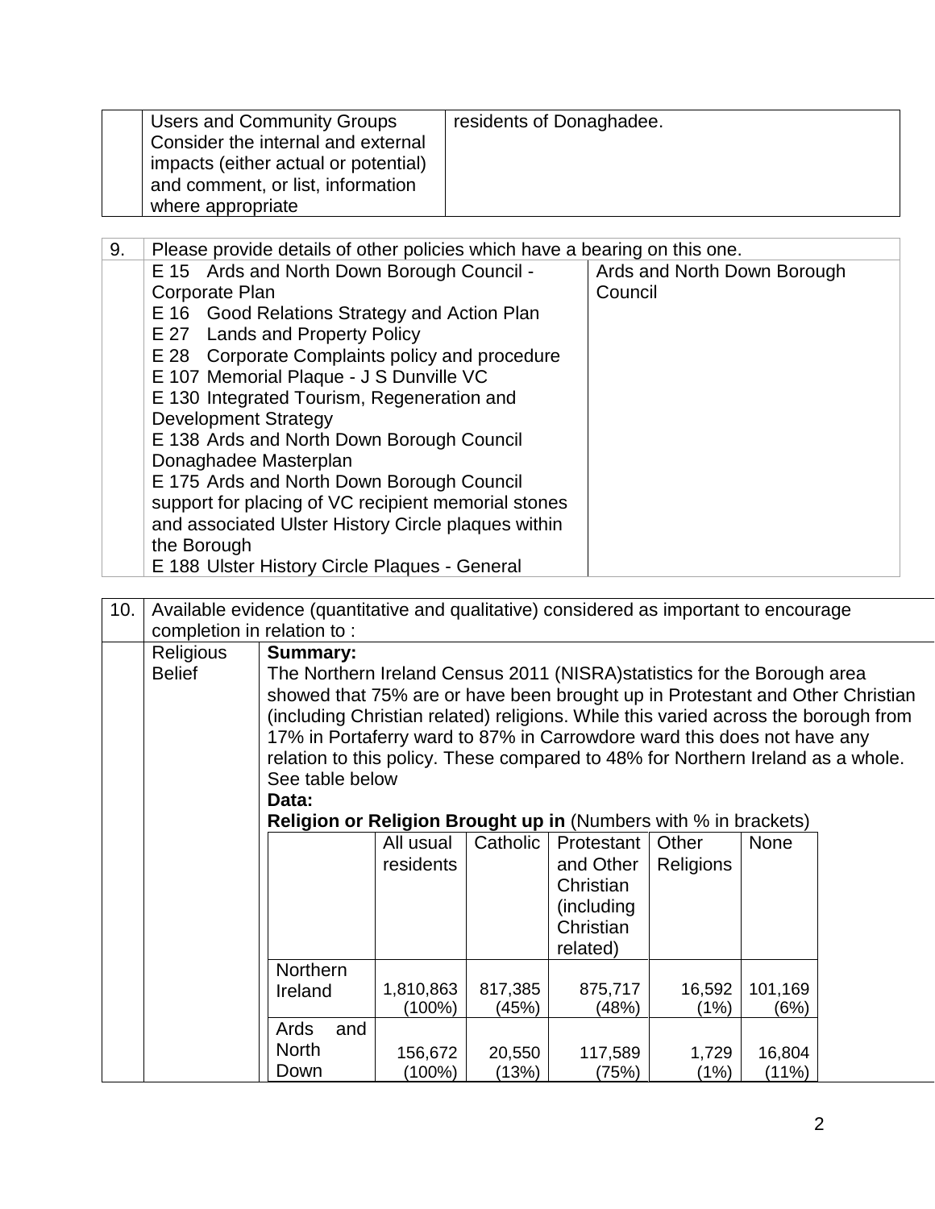| | Users and Community Groups Consider the internal and external impacts (either actual or potential) and comment, or list, information where appropriate | residents of Donaghadee. |
|---|---|---|

| 9. | Please provide details of other policies which have a bearing on this one. | |
|---|---|---|
| | E 15 Ards and North Down Borough Council - Corporate Plan<br>E 16 Good Relations Strategy and Action Plan<br>E 27 Lands and Property Policy<br>E 28 Corporate Complaints policy and procedure<br>E 107 Memorial Plaque - J S Dunville VC<br>E 130 Integrated Tourism, Regeneration and Development Strategy<br>E 138 Ards and North Down Borough Council Donaghadee Masterplan<br>E 175 Ards and North Down Borough Council support for placing of VC recipient memorial stones and associated Ulster History Circle plaques within the Borough<br>E 188 Ulster History Circle Plaques - General | Ards and North Down Borough Council |

| 10. | Available evidence (quantitative and qualitative) considered as important to encourage completion in relation to : |
|---|---|

**Religious Belief**

**Summary:**
The Northern Ireland Census 2011 (NISRA)statistics for the Borough area showed that 75% are or have been brought up in Protestant and Other Christian (including Christian related) religions. While this varied across the borough from 17% in Portaferry ward to 87% in Carrowdore ward this does not have any relation to this policy. These compared to 48% for Northern Ireland as a whole. See table below

**Data:**
**Religion or Religion Brought up in** (Numbers with % in brackets)

| | All usual residents | Catholic | Protestant and Other Christian (including Christian related) | Other Religions | None |
|---|---|---|---|---|---|
| Northern Ireland | 1,810,863 (100%) | 817,385 (45%) | 875,717 (48%) | 16,592 (1%) | 101,169 (6%) |
| Ards and North Down | 156,672 (100%) | 20,550 (13%) | 117,589 (75%) | 1,729 (1%) | 16,804 (11%) |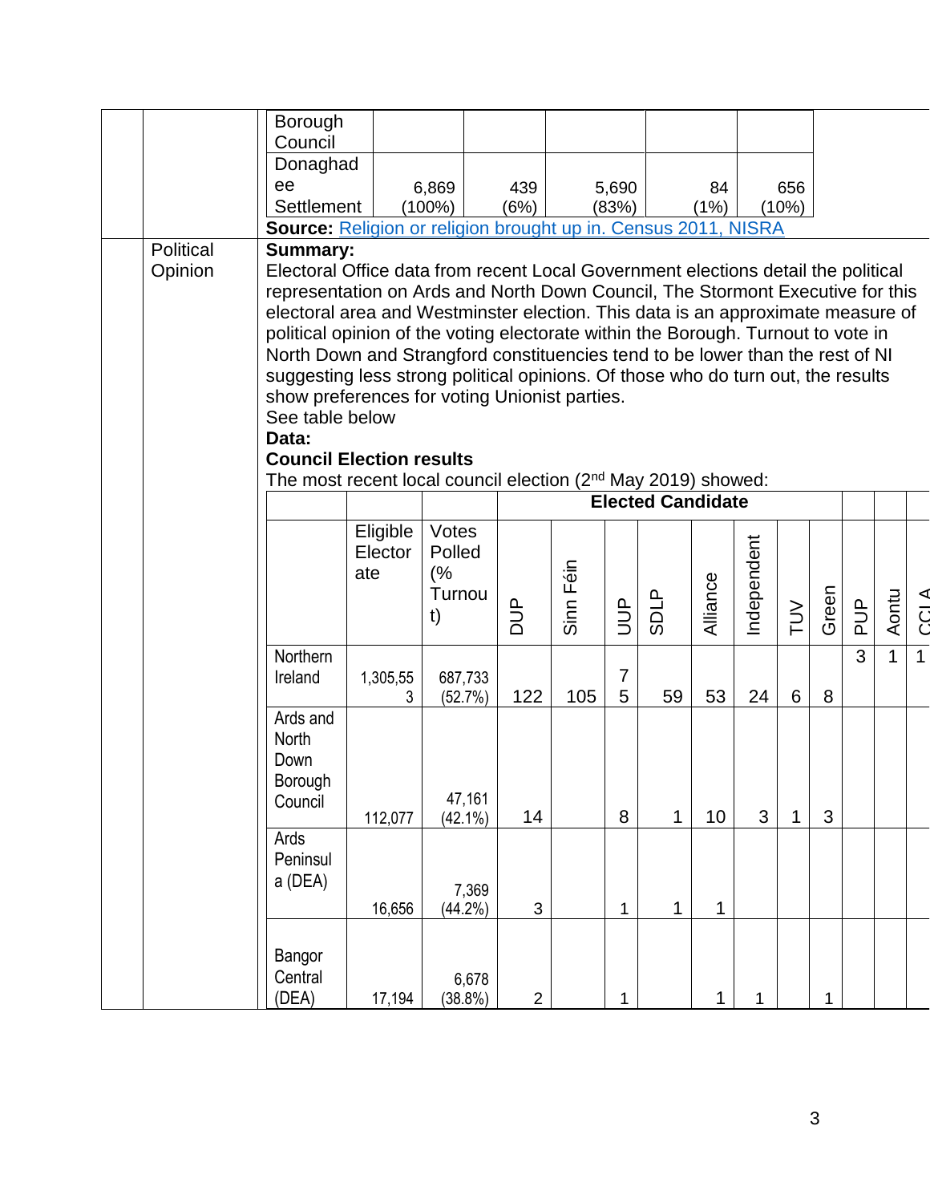| | | | | | |
|---|---|---|---|---|---|
| Borough Council | | | | | |
| Donaghadee Settlement | 6,869 (100%) | 439 (6%) | 5,690 (83%) | 84 (1%) | 656 (10%) |

**Source:** Religion or religion brought up in. Census 2011, NISRA

Political Opinion

**Summary:**

Electoral Office data from recent Local Government elections detail the political representation on Ards and North Down Council, The Stormont Executive for this electoral area and Westminster election. This data is an approximate measure of political opinion of the voting electorate within the Borough. Turnout to vote in North Down and Strangford constituencies tend to be lower than the rest of NI suggesting less strong political opinions. Of those who do turn out, the results show preferences for voting Unionist parties.

See table below

**Data:**

**Council Election results**

The most recent local council election (2nd May 2019) showed:

| | | | **Elected Candidate** | | | | | | | | | | | |
|---|---|---|---|---|---|---|---|---|---|---|---|---|---|---|
| | Eligible Electorate | Votes Polled (% Turnout) | DUP | Sinn Féin | UUP | SDLP | Alliance | Independent | TUV | Green | PUP | Aontu | CCLA |
| Northern Ireland | 1,305,553 | 687,733 (52.7%) | 122 | 105 | 75 | 59 | 53 | 24 | 6 | 8 | 3 | 1 | 1 |
| Ards and North Down Borough Council | 112,077 | 47,161 (42.1%) | 14 | | 8 | 1 | 10 | 3 | 1 | 3 | | | |
| Ards Peninsula (DEA) | 16,656 | 7,369 (44.2%) | 3 | | 1 | 1 | 1 | | | | | | |
| Bangor Central (DEA) | 17,194 | 6,678 (38.8%) | 2 | | 1 | | 1 | 1 | | 1 | | | |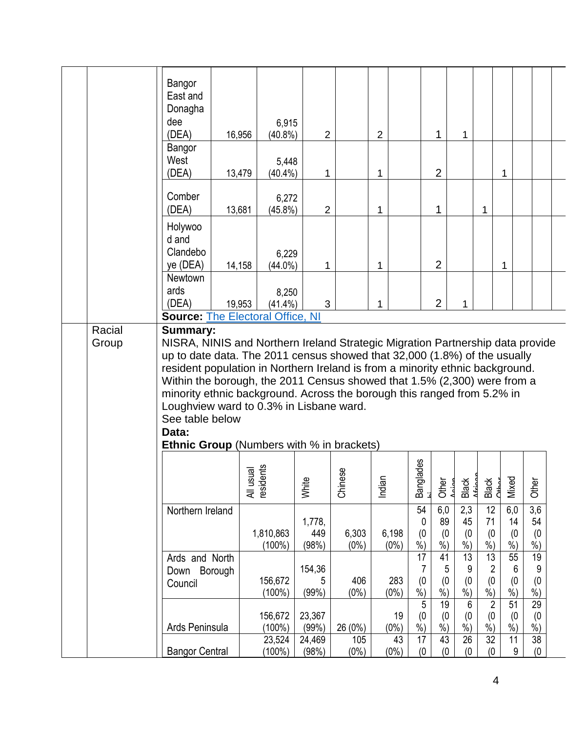| Area | All usual residents | | | | | | | | | | | | |
|---|---|---|---|---|---|---|---|---|---|---|---|---|---|
| Bangor East and Donaghadee (DEA) | 16,956 | 6,915 (40.8%) | 2 | | 2 | | 1 | 1 | | | | | |
| Bangor West (DEA) | 13,479 | 5,448 (40.4%) | 1 | | 1 | | 2 | | | 1 | | | |
| Comber (DEA) | 13,681 | 6,272 (45.8%) | 2 | | 1 | | 1 | | 1 | | | | |
| Holywood and Clandeboye (DEA) | 14,158 | 6,229 (44.0%) | 1 | | 1 | | 2 | | | 1 | | | |
| Newtownards (DEA) | 19,953 | 8,250 (41.4%) | 3 | | 1 | | 2 | 1 | | | | | |

**Source:** [The Electoral Office, NI]()

**Racial Group**

**Summary:**
NISRA, NINIS and Northern Ireland Strategic Migration Partnership data provide up to date data. The 2011 census showed that 32,000 (1.8%) of the usually resident population in Northern Ireland is from a minority ethnic background. Within the borough, the 2011 Census showed that 1.5% (2,300) were from a minority ethnic background. Across the borough this ranged from 5.2% in Loughview ward to 0.3% in Lisbane ward.
See table below

**Data:**

**Ethnic Group** (Numbers with % in brackets)

| | All usual residents | White | Chinese | Indian | Bangladeshi | Other Asian | Black African | Black Other | Mixed | Other |
|---|---|---|---|---|---|---|---|---|---|---|
| Northern Ireland | 1,810,863 (100%) | 1,778,449 (98%) | 6,303 (0%) | 6,198 (0%) | 540 (0%) | 6,089 (0%) | 2,345 (0%) | 1271 (0%) | 6,014 (0%) | 3,654 (0%) |
| Ards and North Down Borough Council | 156,672 (100%) | 154,365 (99%) | 406 (0%) | 283 (0%) | 177 (0%) | 415 (0%) | 139 (0%) | 132 (0%) | 556 (0%) | 199 (0%) |
| Ards Peninsula | 156,672 (100%) | 23,367 (99%) | 26 (0%) | 19 (0%) | 5 (0%) | 19 (0%) | 6 (0%) | 2 (0%) | 51 (0%) | 29 (0%) |
| Bangor Central | 23,524 (100%) | 24,469 (98%) | 105 (0%) | 43 (0%) | 17 (0 | 43 (0 | 26 (0 | 32 (0 | 119 | 38 (0 |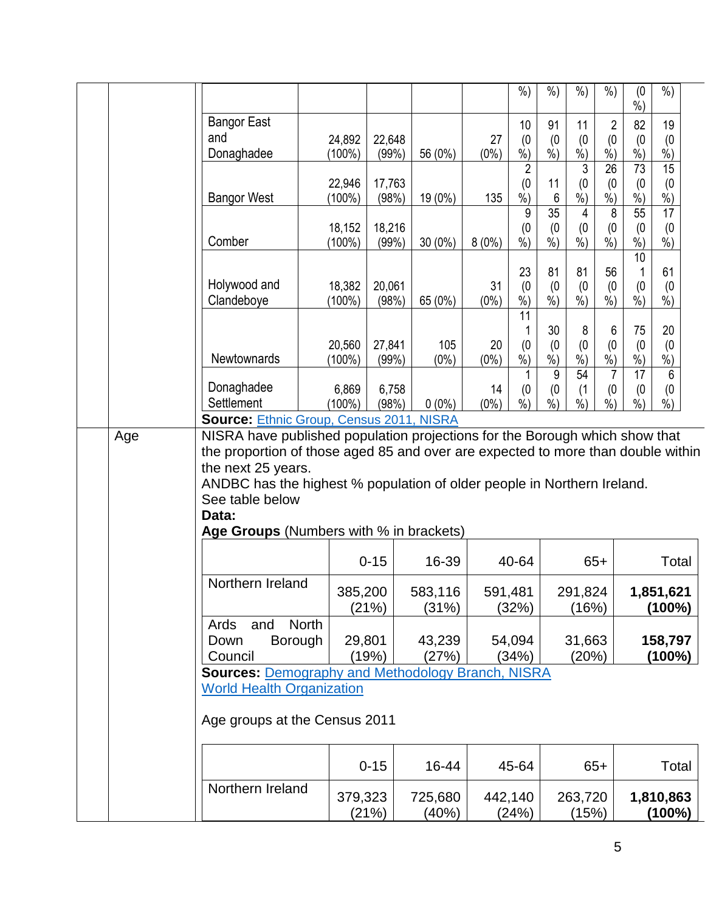| | | | | | | | | | | |
|---|---|---|---|---|---|---|---|---|---|---|
| | | | | | %) | %) | %) | %) | (0 %) | %) |
| Bangor East and Donaghadee | 24,892 (100%) | 22,648 (99%) | 56 (0%) | 27 (0%) | 10 (0 %) | 91 (0 %) | 11 (0 %) | 2 (0 %) | 82 (0 %) | 19 (0 %) |
| Bangor West | 22,946 (100%) | 17,763 (98%) | 19 (0%) | 135 | 2 (0 %) | 11 6 | 3 (0 %) | 26 (0 %) | 73 (0 %) | 15 (0 %) |
| Comber | 18,152 (100%) | 18,216 (99%) | 30 (0%) | 8 (0%) | 9 (0 %) | 35 (0 %) | 4 (0 %) | 8 (0 %) | 55 (0 %) | 17 (0 %) |
| Holywood and Clandeboye | 18,382 (100%) | 20,061 (98%) | 65 (0%) | 31 (0%) | 23 (0 %) | 81 (0 %) | 81 (0 %) | 56 (0 %) | 10 1 (0 %) | 61 (0 %) |
| Newtownards | 20,560 (100%) | 27,841 (99%) | 105 (0%) | 20 (0%) | 11 1 (0 %) | 30 (0 %) | 8 (0 %) | 6 (0 %) | 75 (0 %) | 20 (0 %) |
| Donaghadee Settlement | 6,869 (100%) | 6,758 (98%) | 0 (0%) | 14 (0%) | 1 (0 %) | 9 (0 %) | 54 (1 %) | 7 (0 %) | 17 (0 %) | 6 (0 %) |

**Source:** Ethnic Group, Census 2011, NISRA

**Age**

NISRA have published population projections for the Borough which show that the proportion of those aged 85 and over are expected to more than double within the next 25 years.

ANDBC has the highest % population of older people in Northern Ireland.

See table below

**Data:**

**Age Groups** (Numbers with % in brackets)

| | 0-15 | 16-39 | 40-64 | 65+ | Total |
|---|---|---|---|---|---|
| Northern Ireland | 385,200 (21%) | 583,116 (31%) | 591,481 (32%) | 291,824 (16%) | **1,851,621 (100%)** |
| Ards and North Down Borough Council | 29,801 (19%) | 43,239 (27%) | 54,094 (34%) | 31,663 (20%) | **158,797 (100%)** |

**Sources:** Demography and Methodology Branch, NISRA
World Health Organization

Age groups at the Census 2011

| | 0-15 | 16-44 | 45-64 | 65+ | Total |
|---|---|---|---|---|---|
| Northern Ireland | 379,323 (21%) | 725,680 (40%) | 442,140 (24%) | 263,720 (15%) | **1,810,863 (100%)** |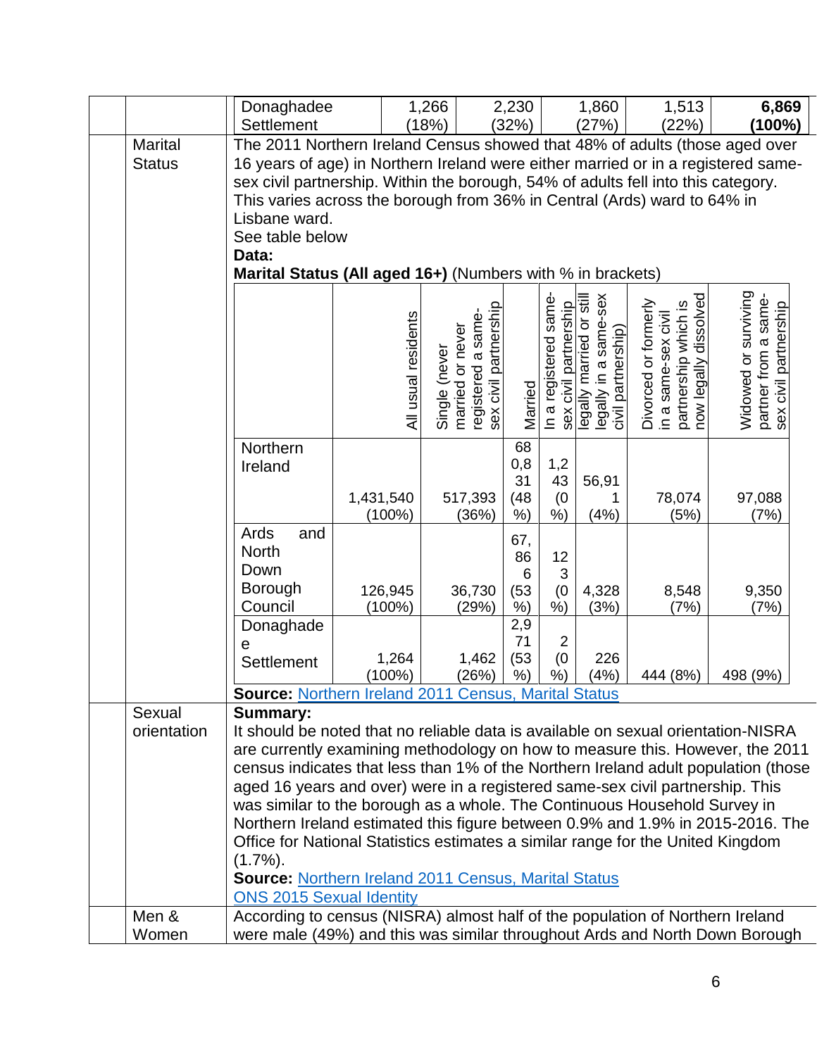| | | | | | | |
|---|---|---|---|---|---|---|
| | | Donaghadee Settlement | 1,266 (18%) | 2,230 (32%) | 1,860 (27%) | 1,513 (22%) | **6,869 (100%)** |

| | |
|---|---|
| Marital Status | The 2011 Northern Ireland Census showed that 48% of adults (those aged over 16 years of age) in Northern Ireland were either married or in a registered same-sex civil partnership. Within the borough, 54% of adults fell into this category. This varies across the borough from 36% in Central (Ards) ward to 64% in Lisbane ward.<br>See table below<br>**Data:**<br>**Marital Status (All aged 16+)** (Numbers with % in brackets) |

| | All usual residents | Single (never married or never registered a same-sex civil partnership | Married | In a registered same-sex civil partnership | legally married or still legally in a same-sex civil partnership) | Divorced or formerly in a same-sex civil partnership which is now legally dissolved | Widowed or surviving partner from a same-sex civil partnership |
|---|---|---|---|---|---|---|---|
| Northern Ireland | 1,431,540 (100%) | 517,393 (36%) | 680,831 (48%) | 1,243 (0%) | 56,911 (4%) | 78,074 (5%) | 97,088 (7%) |
| Ards and North Down Borough Council | 126,945 (100%) | 36,730 (29%) | 67,866 (53%) | 123 (0%) | 4,328 (3%) | 8,548 (7%) | 9,350 (7%) |
| Donaghadee Settlement | 1,264 (100%) | 1,462 (26%) | 2,971 (53%) | 2 (0%) | 226 (4%) | 444 (8%) | 498 (9%) |

**Source:** Northern Ireland 2011 Census, Marital Status

| | |
|---|---|
| Sexual orientation | **Summary:**<br>It should be noted that no reliable data is available on sexual orientation-NISRA are currently examining methodology on how to measure this. However, the 2011 census indicates that less than 1% of the Northern Ireland adult population (those aged 16 years and over) were in a registered same-sex civil partnership. This was similar to the borough as a whole. The Continuous Household Survey in Northern Ireland estimated this figure between 0.9% and 1.9% in 2015-2016. The Office for National Statistics estimates a similar range for the United Kingdom (1.7%).<br>**Source:** Northern Ireland 2011 Census, Marital Status<br>ONS 2015 Sexual Identity |
| Men & Women | According to census (NISRA) almost half of the population of Northern Ireland were male (49%) and this was similar throughout Ards and North Down Borough |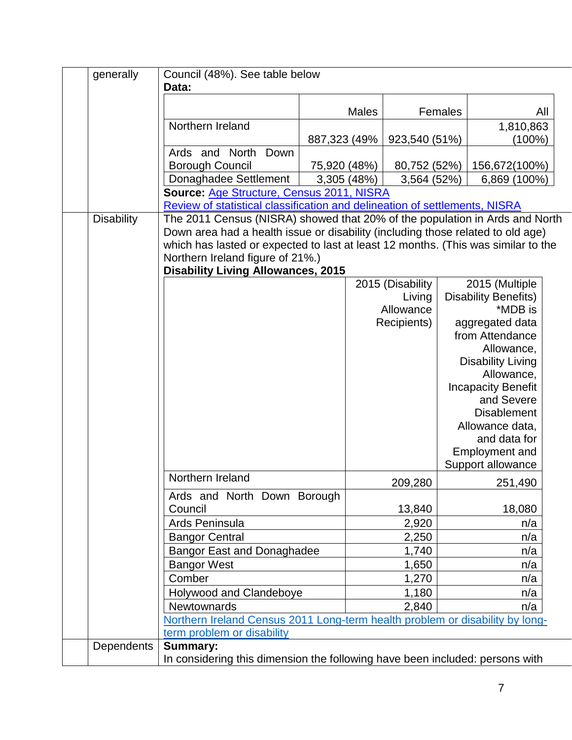| | | |
|---|---|---|
| | generally | Council (48%). See table below<br>**Data:** |

| | Males | Females | All |
|---|---|---|---|
| Northern Ireland | 887,323 (49% | 923,540 (51%) | 1,810,863 (100%) |
| Ards and North Down Borough Council | 75,920 (48%) | 80,752 (52%) | 156,672(100%) |
| Donaghadee Settlement | 3,305 (48%) | 3,564 (52%) | 6,869 (100%) |

**Source:** [Age Structure, Census 2011, NISRA](Age Structure, Census 2011, NISRA)
[Review of statistical classification and delineation of settlements, NISRA](Review of statistical classification and delineation of settlements, NISRA)

**Disability**

The 2011 Census (NISRA) showed that 20% of the population in Ards and North Down area had a health issue or disability (including those related to old age) which has lasted or expected to last at least 12 months. (This was similar to the Northern Ireland figure of 21%.)

**Disability Living Allowances, 2015**

| | 2015 (Disability Living Allowance Recipients) | 2015 (Multiple Disability Benefits) *MDB is aggregated data from Attendance Allowance, Disability Living Allowance, Incapacity Benefit and Severe Disablement Allowance data, and data for Employment and Support allowance |
|---|---|---|
| Northern Ireland | 209,280 | 251,490 |
| Ards and North Down Borough Council | 13,840 | 18,080 |
| Ards Peninsula | 2,920 | n/a |
| Bangor Central | 2,250 | n/a |
| Bangor East and Donaghadee | 1,740 | n/a |
| Bangor West | 1,650 | n/a |
| Comber | 1,270 | n/a |
| Holywood and Clandeboye | 1,180 | n/a |
| Newtownards | 2,840 | n/a |

[Northern Ireland Census 2011 Long-term health problem or disability by long-term problem or disability](Northern Ireland Census 2011 Long-term health problem or disability by long-term problem or disability)

**Dependents**

**Summary:**
In considering this dimension the following have been included: persons with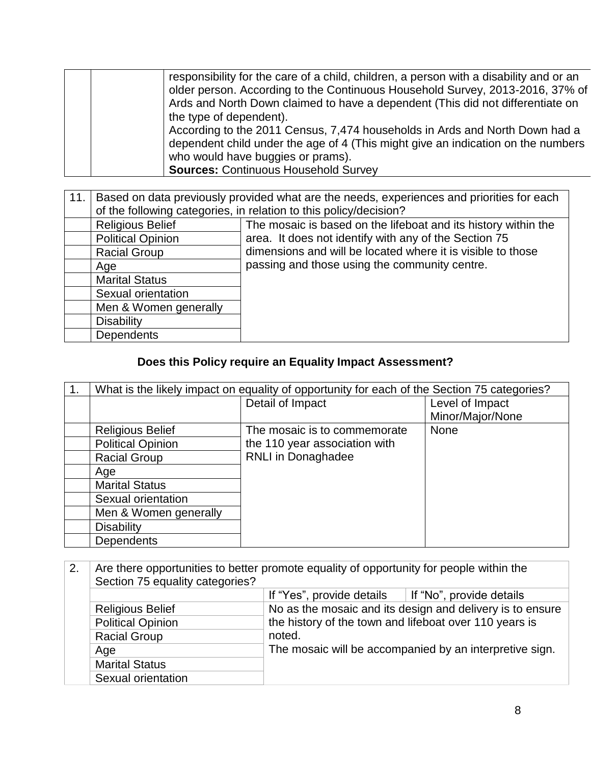| | | |
|---|---|---|
| | | responsibility for the care of a child, children, a person with a disability and or an older person. According to the Continuous Household Survey, 2013-2016, 37% of Ards and North Down claimed to have a dependent (This did not differentiate on the type of dependent).<br>According to the 2011 Census, 7,474 households in Ards and North Down had a dependent child under the age of 4 (This might give an indication on the numbers who would have buggies or prams).<br>**Sources:** Continuous Household Survey |

| 11. | Based on data previously provided what are the needs, experiences and priorities for each of the following categories, in relation to this policy/decision? | |
|---|---|---|
| | Religious Belief | The mosaic is based on the lifeboat and its history within the area. It does not identify with any of the Section 75 dimensions and will be located where it is visible to those passing and those using the community centre. |
| | Political Opinion | |
| | Racial Group | |
| | Age | |
| | Marital Status | |
| | Sexual orientation | |
| | Men & Women generally | |
| | Disability | |
| | Dependents | |

**Does this Policy require an Equality Impact Assessment?**

| 1. | What is the likely impact on equality of opportunity for each of the Section 75 categories? | | |
|---|---|---|---|
| | | Detail of Impact | Level of Impact Minor/Major/None |
| | Religious Belief | The mosaic is to commemorate the 110 year association with RNLI in Donaghadee | None |
| | Political Opinion | | |
| | Racial Group | | |
| | Age | | |
| | Marital Status | | |
| | Sexual orientation | | |
| | Men & Women generally | | |
| | Disability | | |
| | Dependents | | |

| 2. | Are there opportunities to better promote equality of opportunity for people within the Section 75 equality categories? | | |
|---|---|---|---|
| | | If "Yes", provide details | If "No", provide details |
| | Religious Belief | No as the mosaic and its design and delivery is to ensure the history of the town and lifeboat over 110 years is noted.<br>The mosaic will be accompanied by an interpretive sign. | |
| | Political Opinion | | |
| | Racial Group | | |
| | Age | | |
| | Marital Status | | |
| | Sexual orientation | | |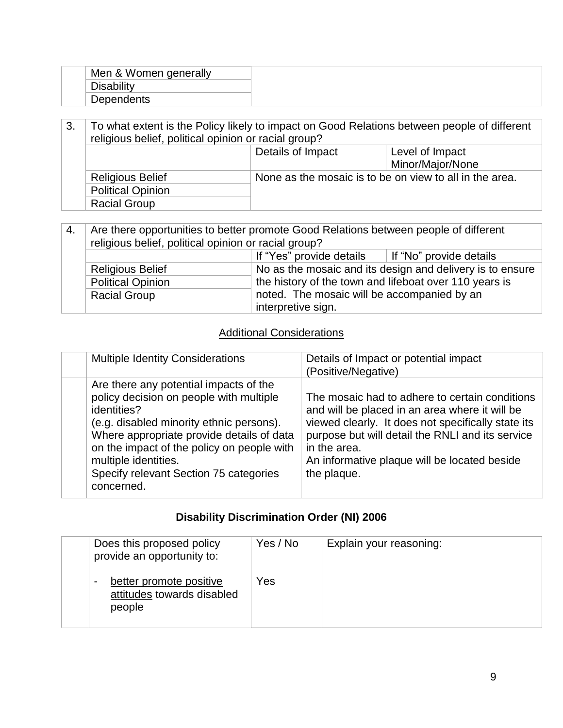| | | |
|---|---|---|
| | Men & Women generally | |
| | Disability | |
| | Dependents | |

| 3. | To what extent is the Policy likely to impact on Good Relations between people of different religious belief, political opinion or racial group? | | |
|---|---|---|---|
| | | Details of Impact | Level of Impact Minor/Major/None |
| | Religious Belief | None as the mosaic is to be on view to all in the area. | |
| | Political Opinion | | |
| | Racial Group | | |

| 4. | Are there opportunities to better promote Good Relations between people of different religious belief, political opinion or racial group? | | |
|---|---|---|---|
| | | If "Yes" provide details | If "No" provide details |
| | Religious Belief | No as the mosaic and its design and delivery is to ensure the history of the town and lifeboat over 110 years is noted. The mosaic will be accompanied by an interpretive sign. | |
| | Political Opinion | | |
| | Racial Group | | |

## Additional Considerations

| | Multiple Identity Considerations | Details of Impact or potential impact (Positive/Negative) |
|---|---|---|
| | Are there any potential impacts of the policy decision on people with multiple identities?<br>(e.g. disabled minority ethnic persons).<br>Where appropriate provide details of data on the impact of the policy on people with multiple identities.<br>Specify relevant Section 75 categories concerned. | The mosaic had to adhere to certain conditions and will be placed in an area where it will be viewed clearly. It does not specifically state its purpose but will detail the RNLI and its service in the area.<br>An informative plaque will be located beside the plaque. |

## Disability Discrimination Order (NI) 2006

| | Does this proposed policy provide an opportunity to: | Yes / No | Explain your reasoning: |
|---|---|---|---|
| | - better promote positive attitudes towards disabled people | Yes | |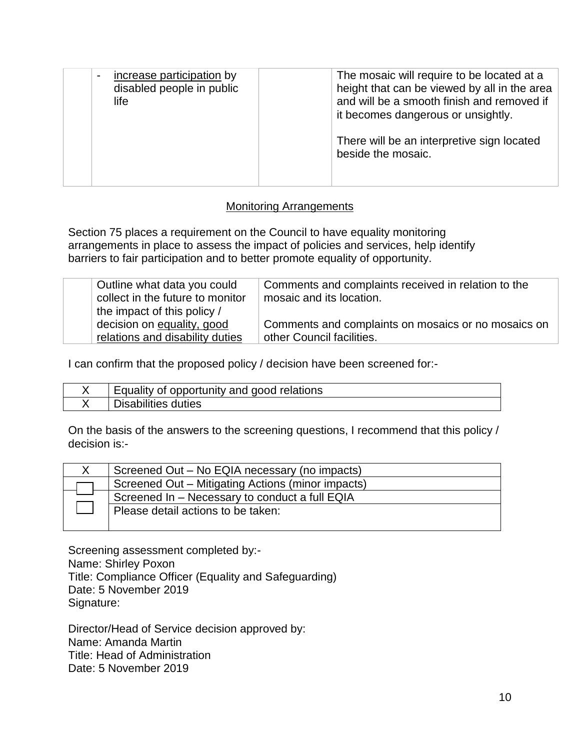| | - increase participation by disabled people in public life | | The mosaic will require to be located at a height that can be viewed by all in the area and will be a smooth finish and removed if it becomes dangerous or unsightly.<br><br>There will be an interpretive sign located beside the mosaic. |
|---|---|---|---|

## Monitoring Arrangements

Section 75 places a requirement on the Council to have equality monitoring arrangements in place to assess the impact of policies and services, help identify barriers to fair participation and to better promote equality of opportunity.

| | Outline what data you could collect in the future to monitor the impact of this policy / decision on equality, good relations and disability duties | Comments and complaints received in relation to the mosaic and its location.<br><br>Comments and complaints on mosaics or no mosaics on other Council facilities. |
|---|---|---|

I can confirm that the proposed policy / decision have been screened for:-

| | |
|---|---|
| X | Equality of opportunity and good relations |
| X | Disabilities duties |

On the basis of the answers to the screening questions, I recommend that this policy / decision is:-

| | |
|---|---|
| X | Screened Out – No EQIA necessary (no impacts) |
| ☐ | Screened Out – Mitigating Actions (minor impacts) |
| ☐ | Screened In – Necessary to conduct a full EQIA |
| | Please detail actions to be taken: |

Screening assessment completed by:-
Name: Shirley Poxon
Title: Compliance Officer (Equality and Safeguarding)
Date: 5 November 2019
Signature:

Director/Head of Service decision approved by:
Name: Amanda Martin
Title: Head of Administration
Date: 5 November 2019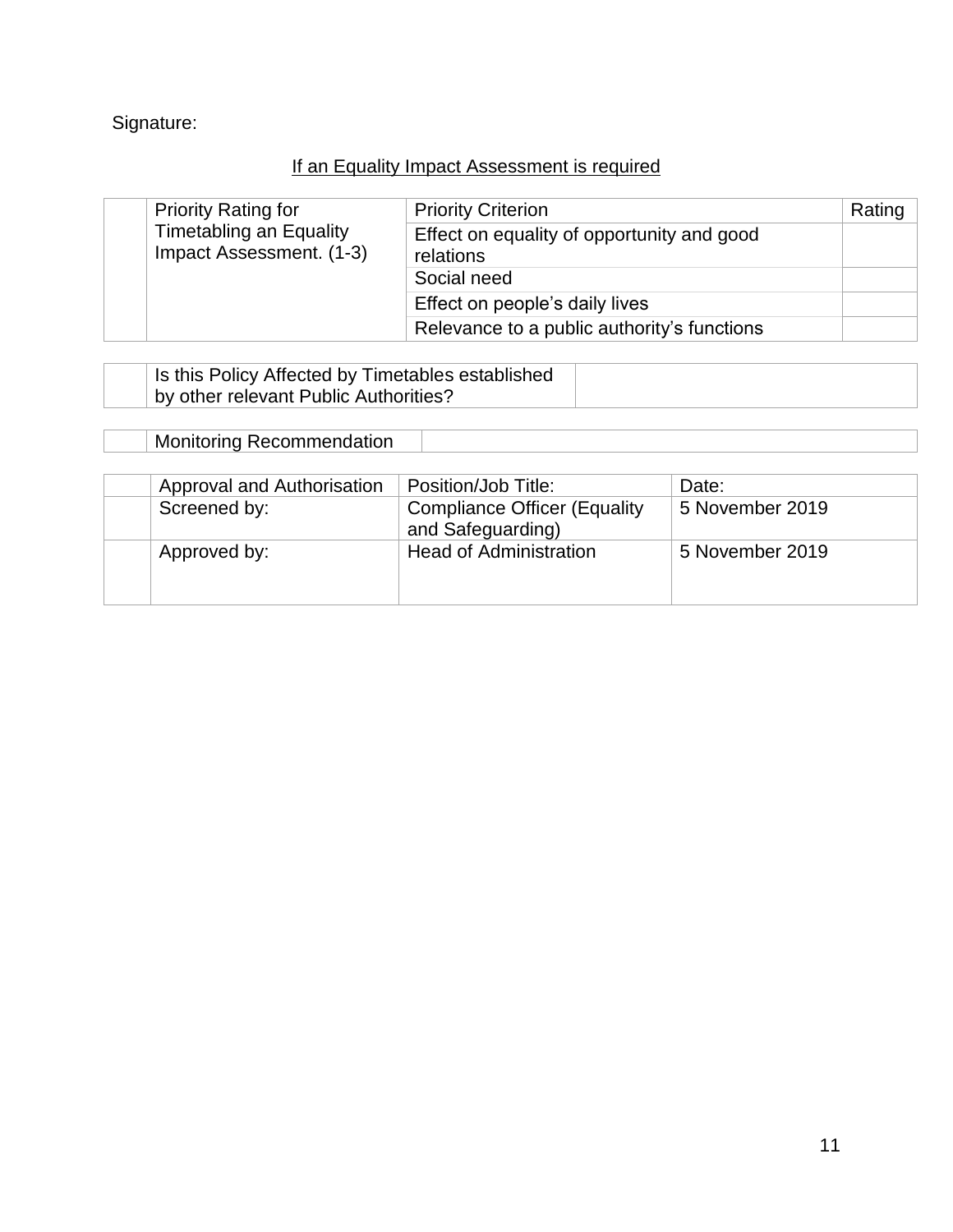Signature:

<u>If an Equality Impact Assessment is required</u>

| | | | |
|---|---|---|---|
| | Priority Rating for Timetabling an Equality Impact Assessment. (1-3) | Priority Criterion | Rating |
| | | Effect on equality of opportunity and good relations | |
| | | Social need | |
| | | Effect on people's daily lives | |
| | | Relevance to a public authority's functions | |

| | | |
|---|---|---|
| | Is this Policy Affected by Timetables established by other relevant Public Authorities? | |

| | | |
|---|---|---|
| | Monitoring Recommendation | |

| | | | |
|---|---|---|---|
| | Approval and Authorisation | Position/Job Title: | Date: |
| | Screened by: | Compliance Officer (Equality and Safeguarding) | 5 November 2019 |
| | Approved by: | Head of Administration | 5 November 2019 |